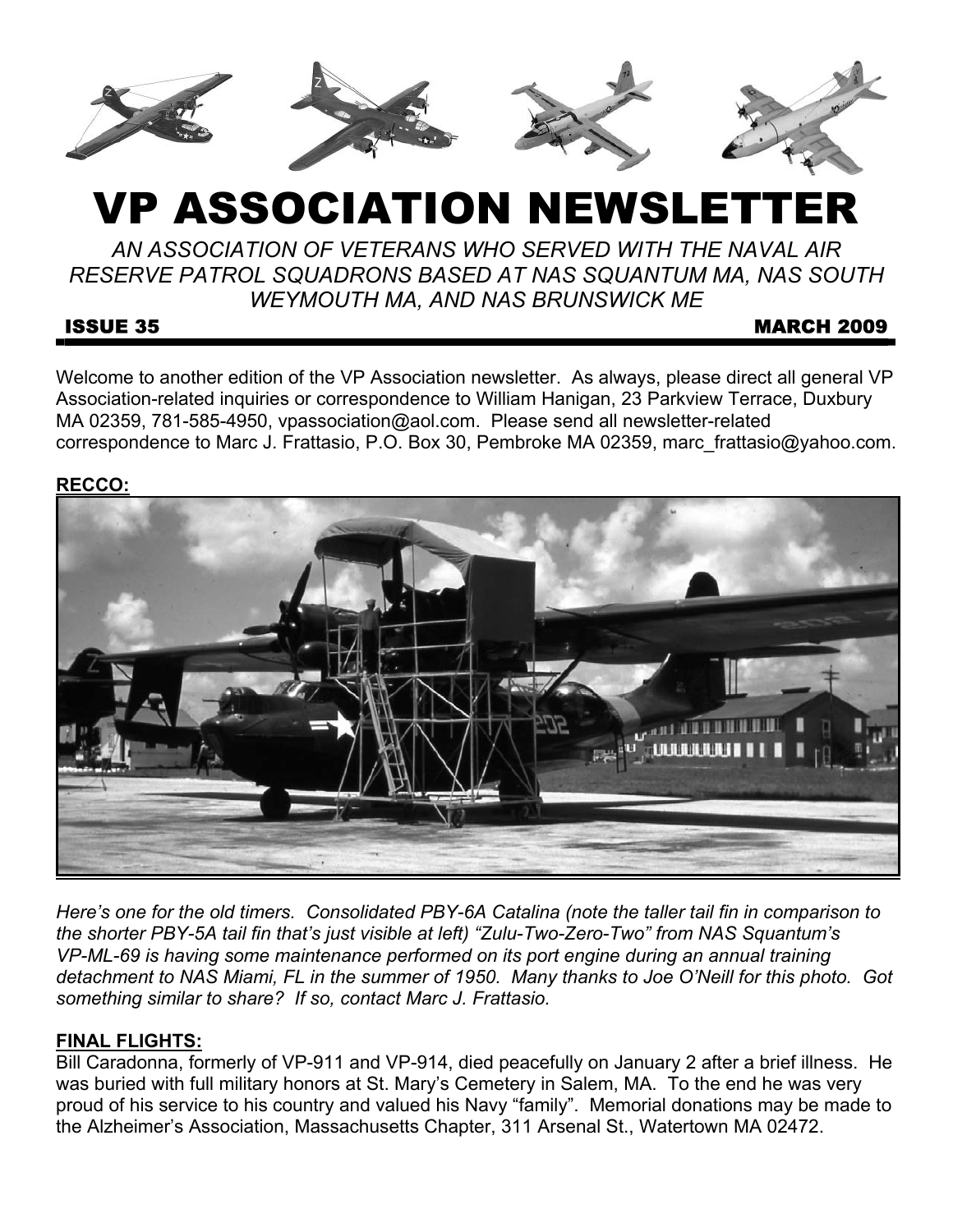# VP ASSOCIATION NEWSLETTER

*AN ASSOCIATION OF VETERANS WHO SERVED WITH THE NAVAL AIR RESERVE PATROL SQUADRONS BASED AT NAS SQUANTUM MA, NAS SOUTH WEYMOUTH MA, AND NAS BRUNSWICK ME*

**ISSUE 35** **MARCH 2009**

Welcome to another edition of the VP Association newsletter. As always, please direct all general VP Association-related inquiries or correspondence to William Hanigan, 23 Parkview Terrace, Duxbury MA 02359, 781-585-4950, vpassociation@aol.com. Please send all newsletter-related correspondence to Marc J. Frattasio, P.O. Box 30, Pembroke MA 02359, marc_frattasio@yahoo.com.

**RECCO:**

*Here's one for the old timers. Consolidated PBY-6A Catalina (note the taller tail fin in comparison to the shorter PBY-5A tail fin that's just visible at left) "Zulu-Two-Zero-Two" from NAS Squantum's VP-ML-69 is having some maintenance performed on its port engine during an annual training detachment to NAS Miami, FL in the summer of 1950. Many thanks to Joe O'Neill for this photo. Got something similar to share? If so, contact Marc J. Frattasio.*

**FINAL FLIGHTS:**

Bill Caradonna, formerly of VP-911 and VP-914, died peacefully on January 2 after a brief illness. He was buried with full military honors at St. Mary's Cemetery in Salem, MA. To the end he was very proud of his service to his country and valued his Navy "family". Memorial donations may be made to the Alzheimer's Association, Massachusetts Chapter, 311 Arsenal St., Watertown MA 02472.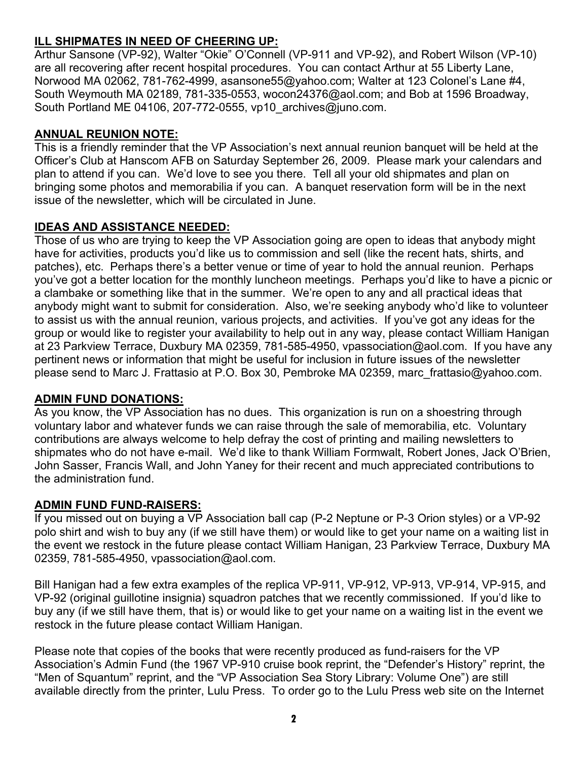## ILL SHIPMATES IN NEED OF CHEERING UP:

Arthur Sansone (VP-92), Walter "Okie" O'Connell (VP-911 and VP-92), and Robert Wilson (VP-10) are all recovering after recent hospital procedures. You can contact Arthur at 55 Liberty Lane, Norwood MA 02062, 781-762-4999, asansone55@yahoo.com; Walter at 123 Colonel's Lane #4, South Weymouth MA 02189, 781-335-0553, wocon24376@aol.com; and Bob at 1596 Broadway, South Portland ME 04106, 207-772-0555, vp10_archives@juno.com.

## ANNUAL REUNION NOTE:

This is a friendly reminder that the VP Association's next annual reunion banquet will be held at the Officer's Club at Hanscom AFB on Saturday September 26, 2009. Please mark your calendars and plan to attend if you can. We'd love to see you there. Tell all your old shipmates and plan on bringing some photos and memorabilia if you can. A banquet reservation form will be in the next issue of the newsletter, which will be circulated in June.

## IDEAS AND ASSISTANCE NEEDED:

Those of us who are trying to keep the VP Association going are open to ideas that anybody might have for activities, products you'd like us to commission and sell (like the recent hats, shirts, and patches), etc. Perhaps there's a better venue or time of year to hold the annual reunion. Perhaps you've got a better location for the monthly luncheon meetings. Perhaps you'd like to have a picnic or a clambake or something like that in the summer. We're open to any and all practical ideas that anybody might want to submit for consideration. Also, we're seeking anybody who'd like to volunteer to assist us with the annual reunion, various projects, and activities. If you've got any ideas for the group or would like to register your availability to help out in any way, please contact William Hanigan at 23 Parkview Terrace, Duxbury MA 02359, 781-585-4950, vpassociation@aol.com. If you have any pertinent news or information that might be useful for inclusion in future issues of the newsletter please send to Marc J. Frattasio at P.O. Box 30, Pembroke MA 02359, marc_frattasio@yahoo.com.

## ADMIN FUND DONATIONS:

As you know, the VP Association has no dues. This organization is run on a shoestring through voluntary labor and whatever funds we can raise through the sale of memorabilia, etc. Voluntary contributions are always welcome to help defray the cost of printing and mailing newsletters to shipmates who do not have e-mail. We'd like to thank William Formwalt, Robert Jones, Jack O'Brien, John Sasser, Francis Wall, and John Yaney for their recent and much appreciated contributions to the administration fund.

## ADMIN FUND FUND-RAISERS:

If you missed out on buying a VP Association ball cap (P-2 Neptune or P-3 Orion styles) or a VP-92 polo shirt and wish to buy any (if we still have them) or would like to get your name on a waiting list in the event we restock in the future please contact William Hanigan, 23 Parkview Terrace, Duxbury MA 02359, 781-585-4950, vpassociation@aol.com.

Bill Hanigan had a few extra examples of the replica VP-911, VP-912, VP-913, VP-914, VP-915, and VP-92 (original guillotine insignia) squadron patches that we recently commissioned. If you'd like to buy any (if we still have them, that is) or would like to get your name on a waiting list in the event we restock in the future please contact William Hanigan.

Please note that copies of the books that were recently produced as fund-raisers for the VP Association's Admin Fund (the 1967 VP-910 cruise book reprint, the "Defender's History" reprint, the "Men of Squantum" reprint, and the "VP Association Sea Story Library: Volume One") are still available directly from the printer, Lulu Press. To order go to the Lulu Press web site on the Internet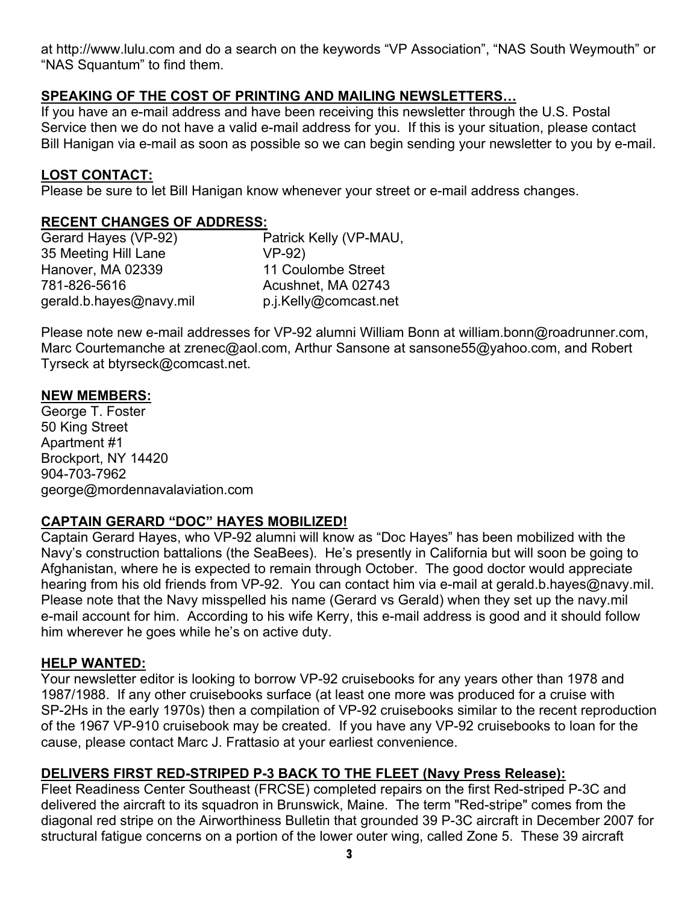at http://www.lulu.com and do a search on the keywords "VP Association", "NAS South Weymouth" or "NAS Squantum" to find them.

**SPEAKING OF THE COST OF PRINTING AND MAILING NEWSLETTERS…**

If you have an e-mail address and have been receiving this newsletter through the U.S. Postal Service then we do not have a valid e-mail address for you. If this is your situation, please contact Bill Hanigan via e-mail as soon as possible so we can begin sending your newsletter to you by e-mail.

**LOST CONTACT:**

Please be sure to let Bill Hanigan know whenever your street or e-mail address changes.

**RECENT CHANGES OF ADDRESS:**

Gerard Hayes (VP-92)
35 Meeting Hill Lane
Hanover, MA 02339
781-826-5616
gerald.b.hayes@navy.mil

Patrick Kelly (VP-MAU, VP-92)
11 Coulombe Street
Acushnet, MA 02743
p.j.Kelly@comcast.net

Please note new e-mail addresses for VP-92 alumni William Bonn at william.bonn@roadrunner.com, Marc Courtemanche at zrenec@aol.com, Arthur Sansone at sansone55@yahoo.com, and Robert Tyrseck at btyrseck@comcast.net.

**NEW MEMBERS:**

George T. Foster
50 King Street
Apartment #1
Brockport, NY 14420
904-703-7962
george@mordennavalaviation.com

**CAPTAIN GERARD "DOC" HAYES MOBILIZED!**

Captain Gerard Hayes, who VP-92 alumni will know as "Doc Hayes" has been mobilized with the Navy's construction battalions (the SeaBees). He's presently in California but will soon be going to Afghanistan, where he is expected to remain through October. The good doctor would appreciate hearing from his old friends from VP-92. You can contact him via e-mail at gerald.b.hayes@navy.mil. Please note that the Navy misspelled his name (Gerard vs Gerald) when they set up the navy.mil e-mail account for him. According to his wife Kerry, this e-mail address is good and it should follow him wherever he goes while he's on active duty.

**HELP WANTED:**

Your newsletter editor is looking to borrow VP-92 cruisebooks for any years other than 1978 and 1987/1988. If any other cruisebooks surface (at least one more was produced for a cruise with SP-2Hs in the early 1970s) then a compilation of VP-92 cruisebooks similar to the recent reproduction of the 1967 VP-910 cruisebook may be created. If you have any VP-92 cruisebooks to loan for the cause, please contact Marc J. Frattasio at your earliest convenience.

**DELIVERS FIRST RED-STRIPED P-3 BACK TO THE FLEET (Navy Press Release):**

Fleet Readiness Center Southeast (FRCSE) completed repairs on the first Red-striped P-3C and delivered the aircraft to its squadron in Brunswick, Maine. The term "Red-stripe" comes from the diagonal red stripe on the Airworthiness Bulletin that grounded 39 P-3C aircraft in December 2007 for structural fatigue concerns on a portion of the lower outer wing, called Zone 5. These 39 aircraft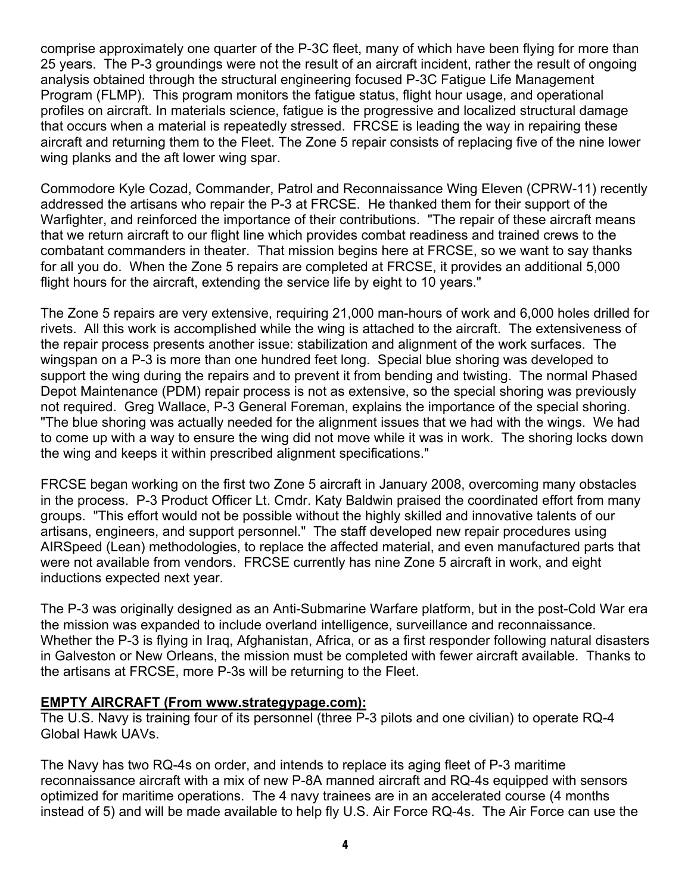comprise approximately one quarter of the P-3C fleet, many of which have been flying for more than 25 years. The P-3 groundings were not the result of an aircraft incident, rather the result of ongoing analysis obtained through the structural engineering focused P-3C Fatigue Life Management Program (FLMP). This program monitors the fatigue status, flight hour usage, and operational profiles on aircraft. In materials science, fatigue is the progressive and localized structural damage that occurs when a material is repeatedly stressed. FRCSE is leading the way in repairing these aircraft and returning them to the Fleet. The Zone 5 repair consists of replacing five of the nine lower wing planks and the aft lower wing spar.

Commodore Kyle Cozad, Commander, Patrol and Reconnaissance Wing Eleven (CPRW-11) recently addressed the artisans who repair the P-3 at FRCSE. He thanked them for their support of the Warfighter, and reinforced the importance of their contributions. "The repair of these aircraft means that we return aircraft to our flight line which provides combat readiness and trained crews to the combatant commanders in theater. That mission begins here at FRCSE, so we want to say thanks for all you do. When the Zone 5 repairs are completed at FRCSE, it provides an additional 5,000 flight hours for the aircraft, extending the service life by eight to 10 years."

The Zone 5 repairs are very extensive, requiring 21,000 man-hours of work and 6,000 holes drilled for rivets. All this work is accomplished while the wing is attached to the aircraft. The extensiveness of the repair process presents another issue: stabilization and alignment of the work surfaces. The wingspan on a P-3 is more than one hundred feet long. Special blue shoring was developed to support the wing during the repairs and to prevent it from bending and twisting. The normal Phased Depot Maintenance (PDM) repair process is not as extensive, so the special shoring was previously not required. Greg Wallace, P-3 General Foreman, explains the importance of the special shoring. "The blue shoring was actually needed for the alignment issues that we had with the wings. We had to come up with a way to ensure the wing did not move while it was in work. The shoring locks down the wing and keeps it within prescribed alignment specifications."

FRCSE began working on the first two Zone 5 aircraft in January 2008, overcoming many obstacles in the process. P-3 Product Officer Lt. Cmdr. Katy Baldwin praised the coordinated effort from many groups. "This effort would not be possible without the highly skilled and innovative talents of our artisans, engineers, and support personnel." The staff developed new repair procedures using AIRSpeed (Lean) methodologies, to replace the affected material, and even manufactured parts that were not available from vendors. FRCSE currently has nine Zone 5 aircraft in work, and eight inductions expected next year.

The P-3 was originally designed as an Anti-Submarine Warfare platform, but in the post-Cold War era the mission was expanded to include overland intelligence, surveillance and reconnaissance. Whether the P-3 is flying in Iraq, Afghanistan, Africa, or as a first responder following natural disasters in Galveston or New Orleans, the mission must be completed with fewer aircraft available. Thanks to the artisans at FRCSE, more P-3s will be returning to the Fleet.

**EMPTY AIRCRAFT (From www.strategypage.com):**

The U.S. Navy is training four of its personnel (three P-3 pilots and one civilian) to operate RQ-4 Global Hawk UAVs.

The Navy has two RQ-4s on order, and intends to replace its aging fleet of P-3 maritime reconnaissance aircraft with a mix of new P-8A manned aircraft and RQ-4s equipped with sensors optimized for maritime operations. The 4 navy trainees are in an accelerated course (4 months instead of 5) and will be made available to help fly U.S. Air Force RQ-4s. The Air Force can use the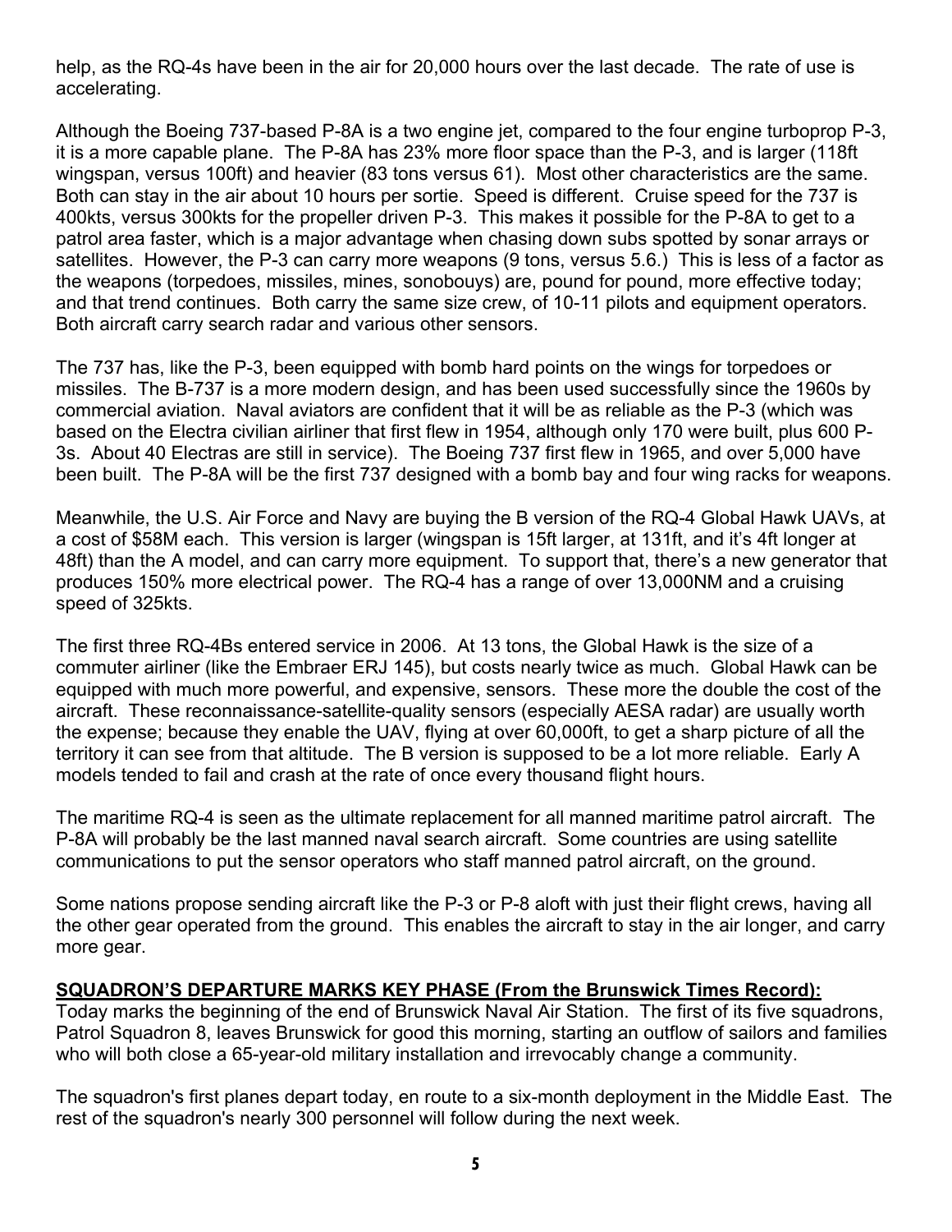help, as the RQ-4s have been in the air for 20,000 hours over the last decade. The rate of use is accelerating.

Although the Boeing 737-based P-8A is a two engine jet, compared to the four engine turboprop P-3, it is a more capable plane. The P-8A has 23% more floor space than the P-3, and is larger (118ft wingspan, versus 100ft) and heavier (83 tons versus 61). Most other characteristics are the same. Both can stay in the air about 10 hours per sortie. Speed is different. Cruise speed for the 737 is 400kts, versus 300kts for the propeller driven P-3. This makes it possible for the P-8A to get to a patrol area faster, which is a major advantage when chasing down subs spotted by sonar arrays or satellites. However, the P-3 can carry more weapons (9 tons, versus 5.6.) This is less of a factor as the weapons (torpedoes, missiles, mines, sonobouys) are, pound for pound, more effective today; and that trend continues. Both carry the same size crew, of 10-11 pilots and equipment operators. Both aircraft carry search radar and various other sensors.

The 737 has, like the P-3, been equipped with bomb hard points on the wings for torpedoes or missiles. The B-737 is a more modern design, and has been used successfully since the 1960s by commercial aviation. Naval aviators are confident that it will be as reliable as the P-3 (which was based on the Electra civilian airliner that first flew in 1954, although only 170 were built, plus 600 P-3s. About 40 Electras are still in service). The Boeing 737 first flew in 1965, and over 5,000 have been built. The P-8A will be the first 737 designed with a bomb bay and four wing racks for weapons.

Meanwhile, the U.S. Air Force and Navy are buying the B version of the RQ-4 Global Hawk UAVs, at a cost of $58M each. This version is larger (wingspan is 15ft larger, at 131ft, and it's 4ft longer at 48ft) than the A model, and can carry more equipment. To support that, there's a new generator that produces 150% more electrical power. The RQ-4 has a range of over 13,000NM and a cruising speed of 325kts.

The first three RQ-4Bs entered service in 2006. At 13 tons, the Global Hawk is the size of a commuter airliner (like the Embraer ERJ 145), but costs nearly twice as much. Global Hawk can be equipped with much more powerful, and expensive, sensors. These more the double the cost of the aircraft. These reconnaissance-satellite-quality sensors (especially AESA radar) are usually worth the expense; because they enable the UAV, flying at over 60,000ft, to get a sharp picture of all the territory it can see from that altitude. The B version is supposed to be a lot more reliable. Early A models tended to fail and crash at the rate of once every thousand flight hours.

The maritime RQ-4 is seen as the ultimate replacement for all manned maritime patrol aircraft. The P-8A will probably be the last manned naval search aircraft. Some countries are using satellite communications to put the sensor operators who staff manned patrol aircraft, on the ground.

Some nations propose sending aircraft like the P-3 or P-8 aloft with just their flight crews, having all the other gear operated from the ground. This enables the aircraft to stay in the air longer, and carry more gear.

**SQUADRON'S DEPARTURE MARKS KEY PHASE (From the Brunswick Times Record):**

Today marks the beginning of the end of Brunswick Naval Air Station. The first of its five squadrons, Patrol Squadron 8, leaves Brunswick for good this morning, starting an outflow of sailors and families who will both close a 65-year-old military installation and irrevocably change a community.

The squadron's first planes depart today, en route to a six-month deployment in the Middle East. The rest of the squadron's nearly 300 personnel will follow during the next week.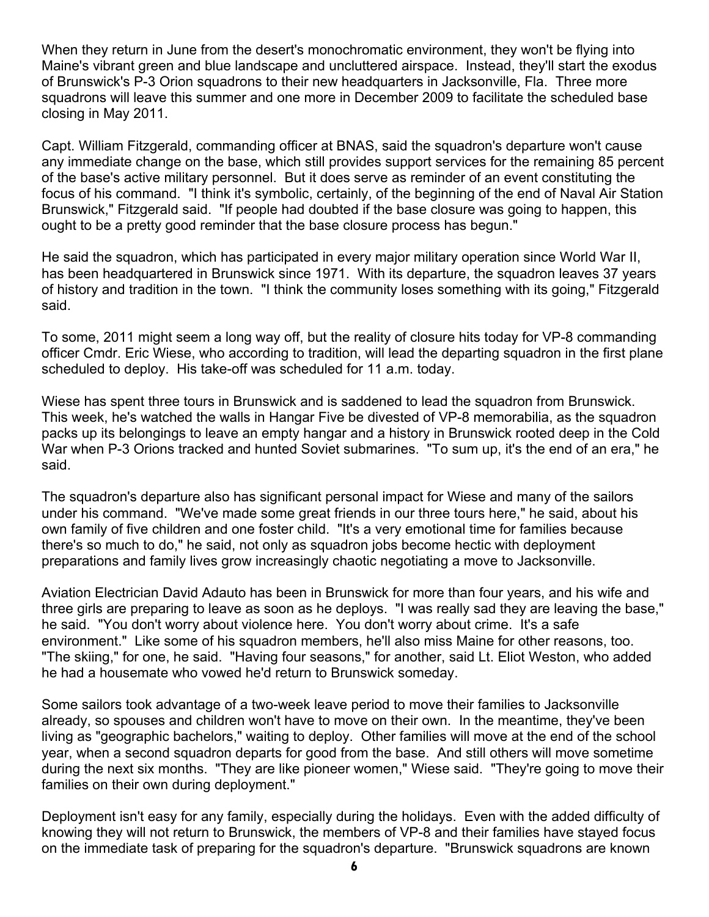When they return in June from the desert's monochromatic environment, they won't be flying into Maine's vibrant green and blue landscape and uncluttered airspace. Instead, they'll start the exodus of Brunswick's P-3 Orion squadrons to their new headquarters in Jacksonville, Fla. Three more squadrons will leave this summer and one more in December 2009 to facilitate the scheduled base closing in May 2011.

Capt. William Fitzgerald, commanding officer at BNAS, said the squadron's departure won't cause any immediate change on the base, which still provides support services for the remaining 85 percent of the base's active military personnel. But it does serve as reminder of an event constituting the focus of his command. "I think it's symbolic, certainly, of the beginning of the end of Naval Air Station Brunswick," Fitzgerald said. "If people had doubted if the base closure was going to happen, this ought to be a pretty good reminder that the base closure process has begun."

He said the squadron, which has participated in every major military operation since World War II, has been headquartered in Brunswick since 1971. With its departure, the squadron leaves 37 years of history and tradition in the town. "I think the community loses something with its going," Fitzgerald said.

To some, 2011 might seem a long way off, but the reality of closure hits today for VP-8 commanding officer Cmdr. Eric Wiese, who according to tradition, will lead the departing squadron in the first plane scheduled to deploy. His take-off was scheduled for 11 a.m. today.

Wiese has spent three tours in Brunswick and is saddened to lead the squadron from Brunswick. This week, he's watched the walls in Hangar Five be divested of VP-8 memorabilia, as the squadron packs up its belongings to leave an empty hangar and a history in Brunswick rooted deep in the Cold War when P-3 Orions tracked and hunted Soviet submarines. "To sum up, it's the end of an era," he said.

The squadron's departure also has significant personal impact for Wiese and many of the sailors under his command. "We've made some great friends in our three tours here," he said, about his own family of five children and one foster child. "It's a very emotional time for families because there's so much to do," he said, not only as squadron jobs become hectic with deployment preparations and family lives grow increasingly chaotic negotiating a move to Jacksonville.

Aviation Electrician David Adauto has been in Brunswick for more than four years, and his wife and three girls are preparing to leave as soon as he deploys. "I was really sad they are leaving the base," he said. "You don't worry about violence here. You don't worry about crime. It's a safe environment." Like some of his squadron members, he'll also miss Maine for other reasons, too. "The skiing," for one, he said. "Having four seasons," for another, said Lt. Eliot Weston, who added he had a housemate who vowed he'd return to Brunswick someday.

Some sailors took advantage of a two-week leave period to move their families to Jacksonville already, so spouses and children won't have to move on their own. In the meantime, they've been living as "geographic bachelors," waiting to deploy. Other families will move at the end of the school year, when a second squadron departs for good from the base. And still others will move sometime during the next six months. "They are like pioneer women," Wiese said. "They're going to move their families on their own during deployment."

Deployment isn't easy for any family, especially during the holidays. Even with the added difficulty of knowing they will not return to Brunswick, the members of VP-8 and their families have stayed focus on the immediate task of preparing for the squadron's departure. "Brunswick squadrons are known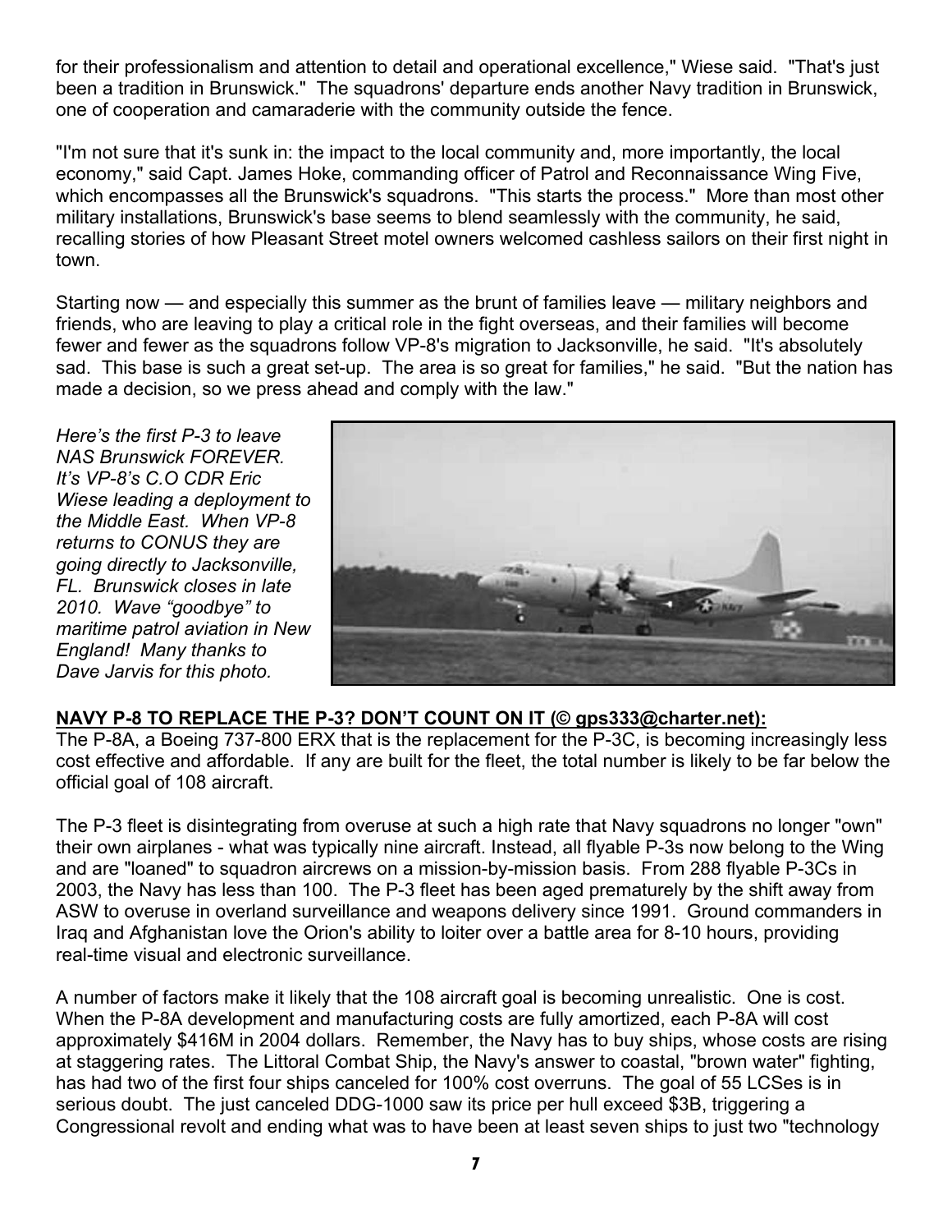for their professionalism and attention to detail and operational excellence," Wiese said. "That's just been a tradition in Brunswick." The squadrons' departure ends another Navy tradition in Brunswick, one of cooperation and camaraderie with the community outside the fence.

"I'm not sure that it's sunk in: the impact to the local community and, more importantly, the local economy," said Capt. James Hoke, commanding officer of Patrol and Reconnaissance Wing Five, which encompasses all the Brunswick's squadrons. "This starts the process." More than most other military installations, Brunswick's base seems to blend seamlessly with the community, he said, recalling stories of how Pleasant Street motel owners welcomed cashless sailors on their first night in town.

Starting now — and especially this summer as the brunt of families leave — military neighbors and friends, who are leaving to play a critical role in the fight overseas, and their families will become fewer and fewer as the squadrons follow VP-8's migration to Jacksonville, he said. "It's absolutely sad. This base is such a great set-up. The area is so great for families," he said. "But the nation has made a decision, so we press ahead and comply with the law."

*Here's the first P-3 to leave NAS Brunswick FOREVER. It's VP-8's C.O CDR Eric Wiese leading a deployment to the Middle East. When VP-8 returns to CONUS they are going directly to Jacksonville, FL. Brunswick closes in late 2010. Wave "goodbye" to maritime patrol aviation in New England! Many thanks to Dave Jarvis for this photo.*

**NAVY P-8 TO REPLACE THE P-3? DON'T COUNT ON IT (© gps333@charter.net):**

The P-8A, a Boeing 737-800 ERX that is the replacement for the P-3C, is becoming increasingly less cost effective and affordable. If any are built for the fleet, the total number is likely to be far below the official goal of 108 aircraft.

The P-3 fleet is disintegrating from overuse at such a high rate that Navy squadrons no longer "own" their own airplanes - what was typically nine aircraft. Instead, all flyable P-3s now belong to the Wing and are "loaned" to squadron aircrews on a mission-by-mission basis. From 288 flyable P-3Cs in 2003, the Navy has less than 100. The P-3 fleet has been aged prematurely by the shift away from ASW to overuse in overland surveillance and weapons delivery since 1991. Ground commanders in Iraq and Afghanistan love the Orion's ability to loiter over a battle area for 8-10 hours, providing real-time visual and electronic surveillance.

A number of factors make it likely that the 108 aircraft goal is becoming unrealistic. One is cost. When the P-8A development and manufacturing costs are fully amortized, each P-8A will cost approximately $416M in 2004 dollars. Remember, the Navy has to buy ships, whose costs are rising at staggering rates. The Littoral Combat Ship, the Navy's answer to coastal, "brown water" fighting, has had two of the first four ships canceled for 100% cost overruns. The goal of 55 LCSes is in serious doubt. The just canceled DDG-1000 saw its price per hull exceed $3B, triggering a Congressional revolt and ending what was to have been at least seven ships to just two "technology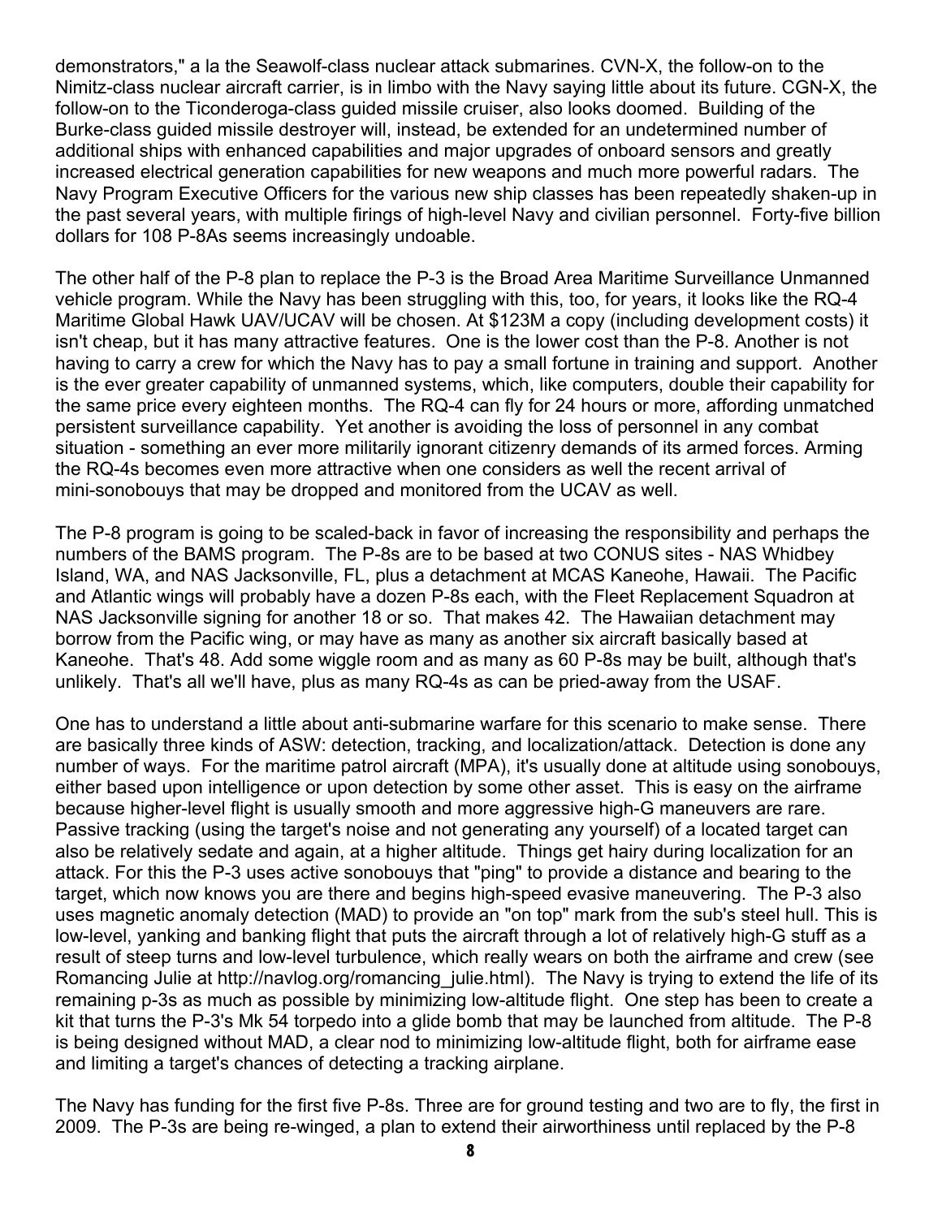demonstrators," a la the Seawolf-class nuclear attack submarines. CVN-X, the follow-on to the Nimitz-class nuclear aircraft carrier, is in limbo with the Navy saying little about its future. CGN-X, the follow-on to the Ticonderoga-class guided missile cruiser, also looks doomed. Building of the Burke-class guided missile destroyer will, instead, be extended for an undetermined number of additional ships with enhanced capabilities and major upgrades of onboard sensors and greatly increased electrical generation capabilities for new weapons and much more powerful radars. The Navy Program Executive Officers for the various new ship classes has been repeatedly shaken-up in the past several years, with multiple firings of high-level Navy and civilian personnel. Forty-five billion dollars for 108 P-8As seems increasingly undoable.

The other half of the P-8 plan to replace the P-3 is the Broad Area Maritime Surveillance Unmanned vehicle program. While the Navy has been struggling with this, too, for years, it looks like the RQ-4 Maritime Global Hawk UAV/UCAV will be chosen. At $123M a copy (including development costs) it isn't cheap, but it has many attractive features. One is the lower cost than the P-8. Another is not having to carry a crew for which the Navy has to pay a small fortune in training and support. Another is the ever greater capability of unmanned systems, which, like computers, double their capability for the same price every eighteen months. The RQ-4 can fly for 24 hours or more, affording unmatched persistent surveillance capability. Yet another is avoiding the loss of personnel in any combat situation - something an ever more militarily ignorant citizenry demands of its armed forces. Arming the RQ-4s becomes even more attractive when one considers as well the recent arrival of mini-sonobouys that may be dropped and monitored from the UCAV as well.

The P-8 program is going to be scaled-back in favor of increasing the responsibility and perhaps the numbers of the BAMS program. The P-8s are to be based at two CONUS sites - NAS Whidbey Island, WA, and NAS Jacksonville, FL, plus a detachment at MCAS Kaneohe, Hawaii. The Pacific and Atlantic wings will probably have a dozen P-8s each, with the Fleet Replacement Squadron at NAS Jacksonville signing for another 18 or so. That makes 42. The Hawaiian detachment may borrow from the Pacific wing, or may have as many as another six aircraft basically based at Kaneohe. That's 48. Add some wiggle room and as many as 60 P-8s may be built, although that's unlikely. That's all we'll have, plus as many RQ-4s as can be pried-away from the USAF.

One has to understand a little about anti-submarine warfare for this scenario to make sense. There are basically three kinds of ASW: detection, tracking, and localization/attack. Detection is done any number of ways. For the maritime patrol aircraft (MPA), it's usually done at altitude using sonobouys, either based upon intelligence or upon detection by some other asset. This is easy on the airframe because higher-level flight is usually smooth and more aggressive high-G maneuvers are rare. Passive tracking (using the target's noise and not generating any yourself) of a located target can also be relatively sedate and again, at a higher altitude. Things get hairy during localization for an attack. For this the P-3 uses active sonobouys that "ping" to provide a distance and bearing to the target, which now knows you are there and begins high-speed evasive maneuvering. The P-3 also uses magnetic anomaly detection (MAD) to provide an "on top" mark from the sub's steel hull. This is low-level, yanking and banking flight that puts the aircraft through a lot of relatively high-G stuff as a result of steep turns and low-level turbulence, which really wears on both the airframe and crew (see Romancing Julie at http://navlog.org/romancing_julie.html). The Navy is trying to extend the life of its remaining p-3s as much as possible by minimizing low-altitude flight. One step has been to create a kit that turns the P-3's Mk 54 torpedo into a glide bomb that may be launched from altitude. The P-8 is being designed without MAD, a clear nod to minimizing low-altitude flight, both for airframe ease and limiting a target's chances of detecting a tracking airplane.

The Navy has funding for the first five P-8s. Three are for ground testing and two are to fly, the first in 2009. The P-3s are being re-winged, a plan to extend their airworthiness until replaced by the P-8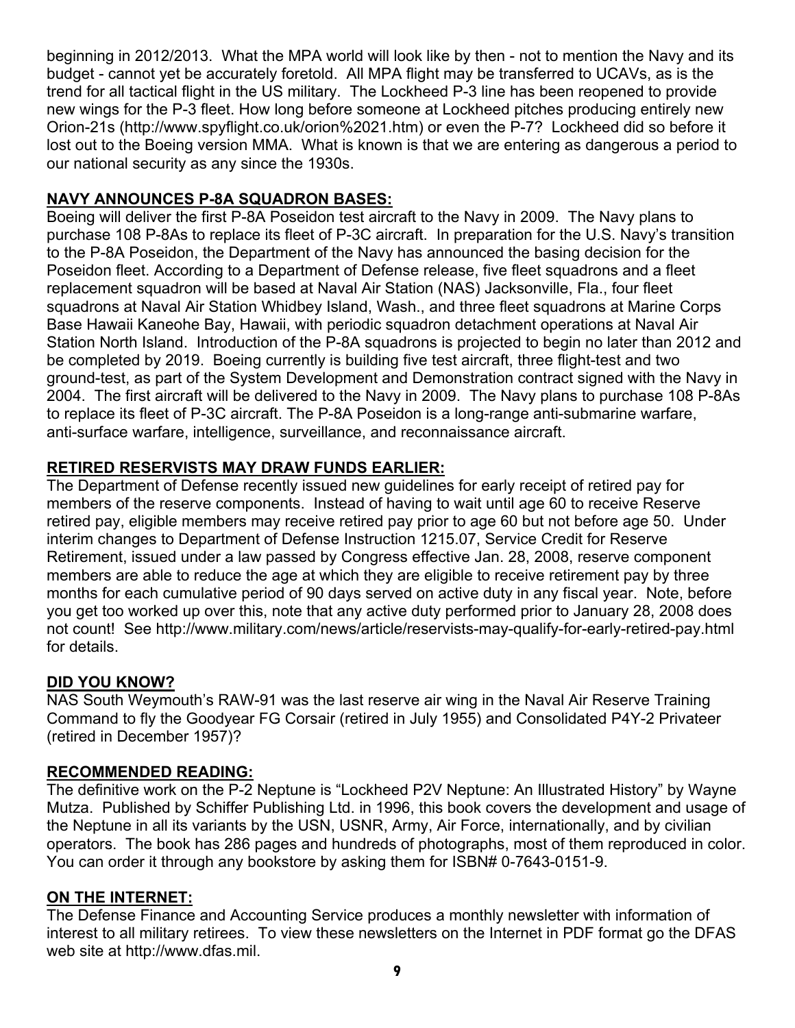beginning in 2012/2013. What the MPA world will look like by then - not to mention the Navy and its budget - cannot yet be accurately foretold. All MPA flight may be transferred to UCAVs, as is the trend for all tactical flight in the US military. The Lockheed P-3 line has been reopened to provide new wings for the P-3 fleet. How long before someone at Lockheed pitches producing entirely new Orion-21s (http://www.spyflight.co.uk/orion%2021.htm) or even the P-7? Lockheed did so before it lost out to the Boeing version MMA. What is known is that we are entering as dangerous a period to our national security as any since the 1930s.

**NAVY ANNOUNCES P-8A SQUADRON BASES:**

Boeing will deliver the first P-8A Poseidon test aircraft to the Navy in 2009. The Navy plans to purchase 108 P-8As to replace its fleet of P-3C aircraft. In preparation for the U.S. Navy's transition to the P-8A Poseidon, the Department of the Navy has announced the basing decision for the Poseidon fleet. According to a Department of Defense release, five fleet squadrons and a fleet replacement squadron will be based at Naval Air Station (NAS) Jacksonville, Fla., four fleet squadrons at Naval Air Station Whidbey Island, Wash., and three fleet squadrons at Marine Corps Base Hawaii Kaneohe Bay, Hawaii, with periodic squadron detachment operations at Naval Air Station North Island. Introduction of the P-8A squadrons is projected to begin no later than 2012 and be completed by 2019. Boeing currently is building five test aircraft, three flight-test and two ground-test, as part of the System Development and Demonstration contract signed with the Navy in 2004. The first aircraft will be delivered to the Navy in 2009. The Navy plans to purchase 108 P-8As to replace its fleet of P-3C aircraft. The P-8A Poseidon is a long-range anti-submarine warfare, anti-surface warfare, intelligence, surveillance, and reconnaissance aircraft.

**RETIRED RESERVISTS MAY DRAW FUNDS EARLIER:**

The Department of Defense recently issued new guidelines for early receipt of retired pay for members of the reserve components. Instead of having to wait until age 60 to receive Reserve retired pay, eligible members may receive retired pay prior to age 60 but not before age 50. Under interim changes to Department of Defense Instruction 1215.07, Service Credit for Reserve Retirement, issued under a law passed by Congress effective Jan. 28, 2008, reserve component members are able to reduce the age at which they are eligible to receive retirement pay by three months for each cumulative period of 90 days served on active duty in any fiscal year. Note, before you get too worked up over this, note that any active duty performed prior to January 28, 2008 does not count! See http://www.military.com/news/article/reservists-may-qualify-for-early-retired-pay.html for details.

**DID YOU KNOW?**

NAS South Weymouth's RAW-91 was the last reserve air wing in the Naval Air Reserve Training Command to fly the Goodyear FG Corsair (retired in July 1955) and Consolidated P4Y-2 Privateer (retired in December 1957)?

**RECOMMENDED READING:**

The definitive work on the P-2 Neptune is "Lockheed P2V Neptune: An Illustrated History" by Wayne Mutza. Published by Schiffer Publishing Ltd. in 1996, this book covers the development and usage of the Neptune in all its variants by the USN, USNR, Army, Air Force, internationally, and by civilian operators. The book has 286 pages and hundreds of photographs, most of them reproduced in color. You can order it through any bookstore by asking them for ISBN# 0-7643-0151-9.

**ON THE INTERNET:**

The Defense Finance and Accounting Service produces a monthly newsletter with information of interest to all military retirees. To view these newsletters on the Internet in PDF format go the DFAS web site at http://www.dfas.mil.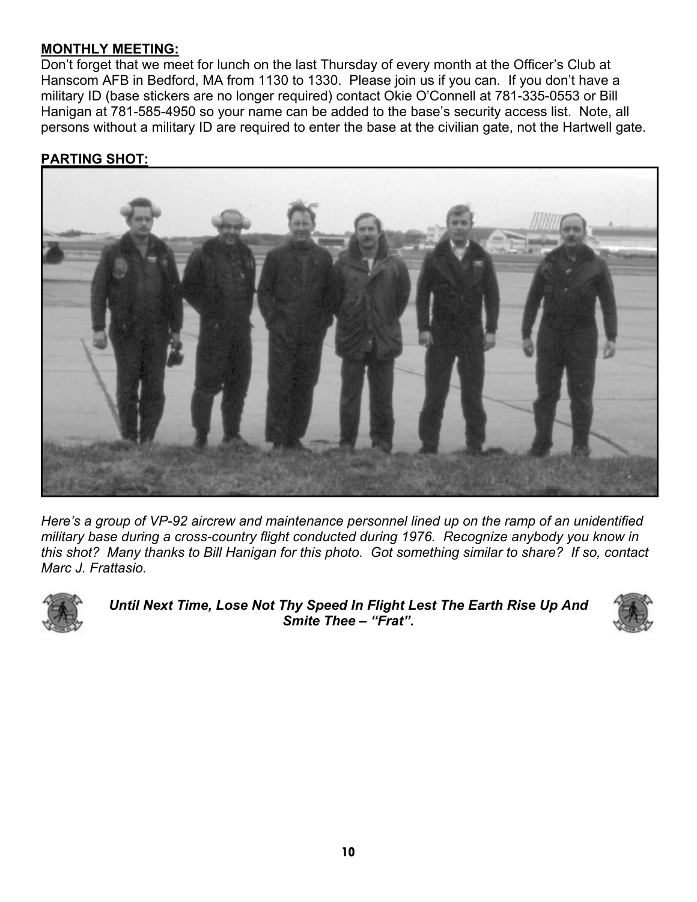**MONTHLY MEETING:**

Don't forget that we meet for lunch on the last Thursday of every month at the Officer's Club at Hanscom AFB in Bedford, MA from 1130 to 1330. Please join us if you can. If you don't have a military ID (base stickers are no longer required) contact Okie O'Connell at 781-335-0553 or Bill Hanigan at 781-585-4950 so your name can be added to the base's security access list. Note, all persons without a military ID are required to enter the base at the civilian gate, not the Hartwell gate.

**PARTING SHOT:**

*Here's a group of VP-92 aircrew and maintenance personnel lined up on the ramp of an unidentified military base during a cross-country flight conducted during 1976. Recognize anybody you know in this shot? Many thanks to Bill Hanigan for this photo. Got something similar to share? If so, contact Marc J. Frattasio.*

***Until Next Time, Lose Not Thy Speed In Flight Lest The Earth Rise Up And Smite Thee – "Frat".***